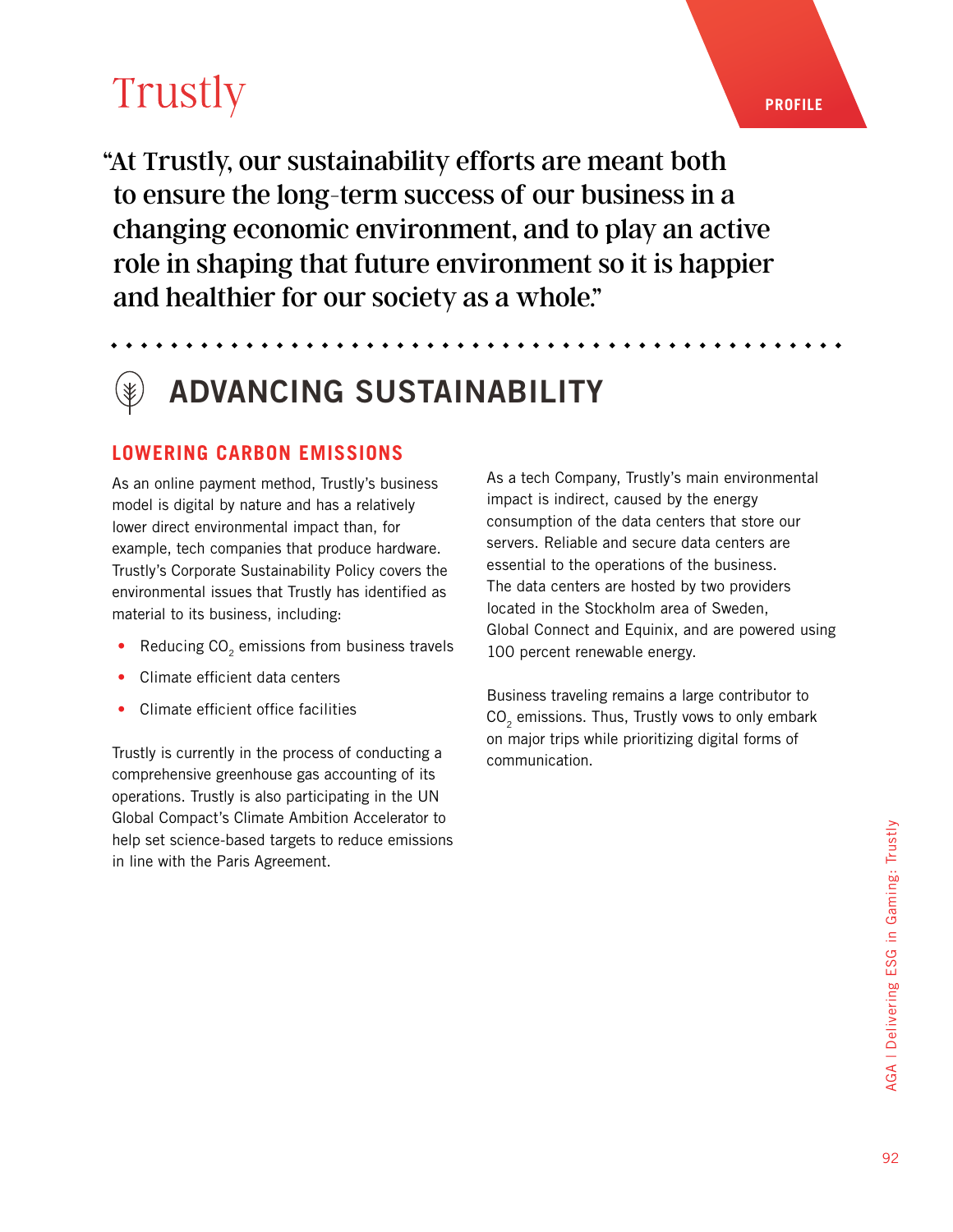# Trustly

PROFILE

"At Trustly, our sustainability efforts are meant both to ensure the long-term success of our business in a changing economic environment, and to play an active role in shaping that future environment so it is happier and healthier for our society as a whole."

## ADVANCING SUSTAINABILITY

### LOWERING CARBON EMISSIONS

As an online payment method, Trustly's business model is digital by nature and has a relatively lower direct environmental impact than, for example, tech companies that produce hardware. Trustly's Corporate Sustainability Policy covers the environmental issues that Trustly has identified as material to its business, including:

- Reducing $CO_2$ emissions from business travels
- Climate efficient data centers
- Climate efficient office facilities

Trustly is currently in the process of conducting a comprehensive greenhouse gas accounting of its operations. Trustly is also participating in the UN Global Compact's Climate Ambition Accelerator to help set science-based targets to reduce emissions in line with the Paris Agreement.

As a tech Company, Trustly's main environmental impact is indirect, caused by the energy consumption of the data centers that store our servers. Reliable and secure data centers are essential to the operations of the business. The data centers are hosted by two providers located in the Stockholm area of Sweden, Global Connect and Equinix, and are powered using 100 percent renewable energy.

Business traveling remains a large contributor to $CO_2$ emissions. Thus, Trustly vows to only embark on major trips while prioritizing digital forms of communication.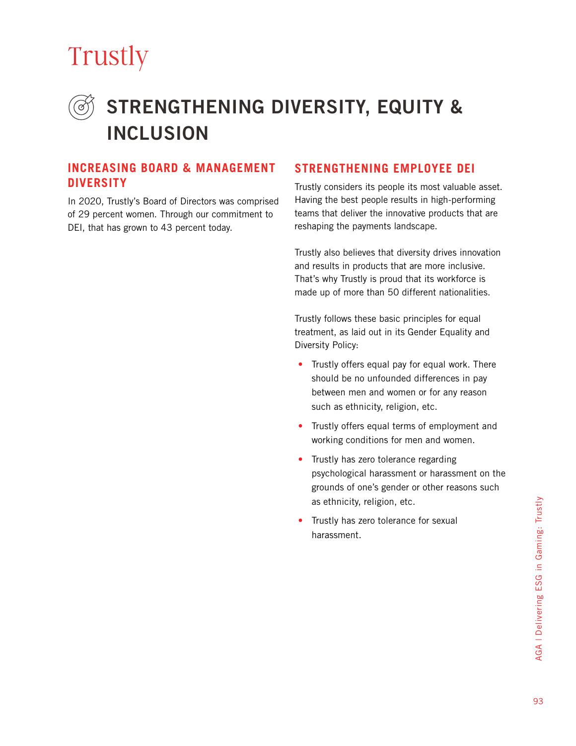# Trustly

## STRENGTHENING DIVERSITY, EQUITY & INCLUSION

### INCREASING BOARD & MANAGEMENT DIVERSITY

In 2020, Trustly's Board of Directors was comprised of 29 percent women. Through our commitment to DEI, that has grown to 43 percent today.

### STRENGTHENING EMPLOYEE DEI

Trustly considers its people its most valuable asset. Having the best people results in high-performing teams that deliver the innovative products that are reshaping the payments landscape.

Trustly also believes that diversity drives innovation and results in products that are more inclusive. That's why Trustly is proud that its workforce is made up of more than 50 different nationalities.

Trustly follows these basic principles for equal treatment, as laid out in its Gender Equality and Diversity Policy:

- Trustly offers equal pay for equal work. There should be no unfounded differences in pay between men and women or for any reason such as ethnicity, religion, etc.
- Trustly offers equal terms of employment and working conditions for men and women.
- Trustly has zero tolerance regarding psychological harassment or harassment on the grounds of one's gender or other reasons such as ethnicity, religion, etc.
- Trustly has zero tolerance for sexual harassment.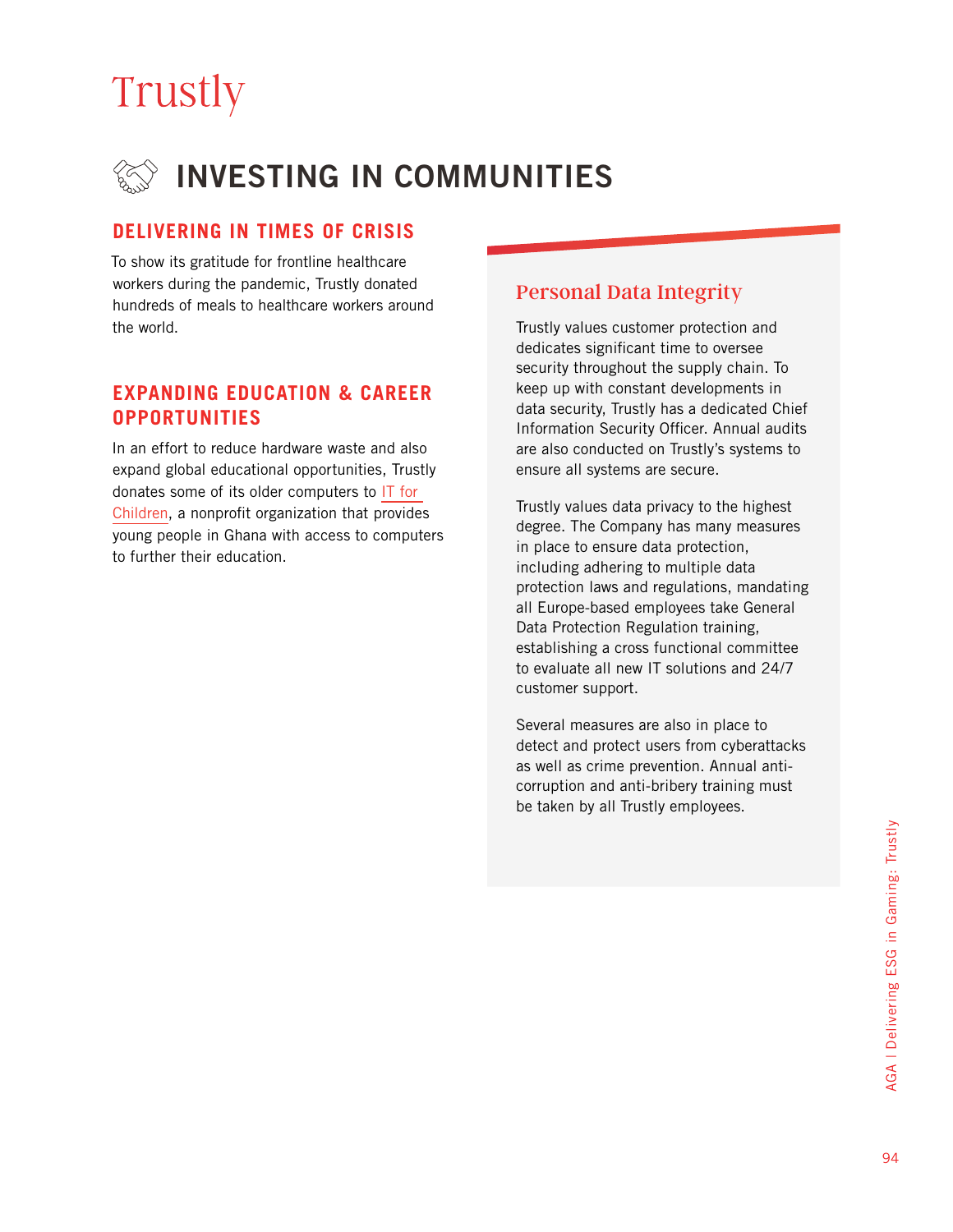# Trustly

## INVESTING IN COMMUNITIES

### DELIVERING IN TIMES OF CRISIS

To show its gratitude for frontline healthcare workers during the pandemic, Trustly donated hundreds of meals to healthcare workers around the world.

### EXPANDING EDUCATION & CAREER OPPORTUNITIES

In an effort to reduce hardware waste and also expand global educational opportunities, Trustly donates some of its older computers to IT for Children, a nonprofit organization that provides young people in Ghana with access to computers to further their education.

### Personal Data Integrity

Trustly values customer protection and dedicates significant time to oversee security throughout the supply chain. To keep up with constant developments in data security, Trustly has a dedicated Chief Information Security Officer. Annual audits are also conducted on Trustly's systems to ensure all systems are secure.

Trustly values data privacy to the highest degree. The Company has many measures in place to ensure data protection, including adhering to multiple data protection laws and regulations, mandating all Europe-based employees take General Data Protection Regulation training, establishing a cross functional committee to evaluate all new IT solutions and 24/7 customer support.

Several measures are also in place to detect and protect users from cyberattacks as well as crime prevention. Annual anti-corruption and anti-bribery training must be taken by all Trustly employees.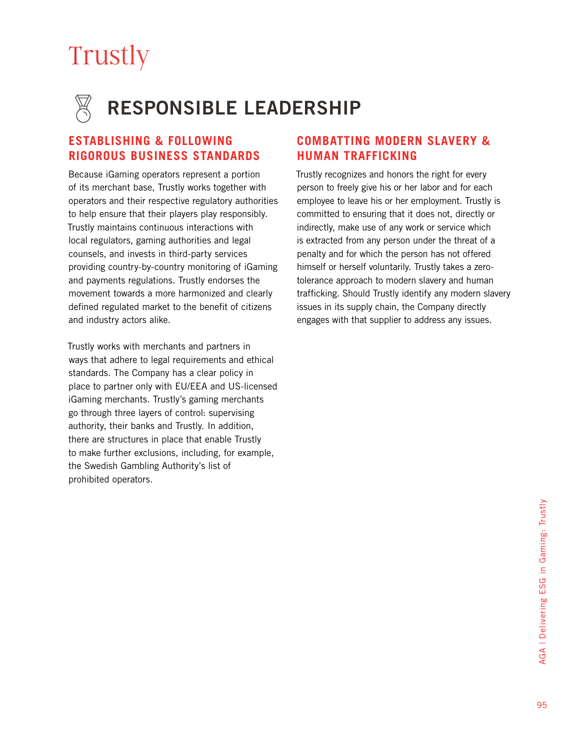# Trustly

## RESPONSIBLE LEADERSHIP

### ESTABLISHING & FOLLOWING RIGOROUS BUSINESS STANDARDS

Because iGaming operators represent a portion of its merchant base, Trustly works together with operators and their respective regulatory authorities to help ensure that their players play responsibly. Trustly maintains continuous interactions with local regulators, gaming authorities and legal counsels, and invests in third-party services providing country-by-country monitoring of iGaming and payments regulations. Trustly endorses the movement towards a more harmonized and clearly defined regulated market to the benefit of citizens and industry actors alike.

Trustly works with merchants and partners in ways that adhere to legal requirements and ethical standards. The Company has a clear policy in place to partner only with EU/EEA and US-licensed iGaming merchants. Trustly's gaming merchants go through three layers of control: supervising authority, their banks and Trustly. In addition, there are structures in place that enable Trustly to make further exclusions, including, for example, the Swedish Gambling Authority's list of prohibited operators.

### COMBATTING MODERN SLAVERY & HUMAN TRAFFICKING

Trustly recognizes and honors the right for every person to freely give his or her labor and for each employee to leave his or her employment. Trustly is committed to ensuring that it does not, directly or indirectly, make use of any work or service which is extracted from any person under the threat of a penalty and for which the person has not offered himself or herself voluntarily. Trustly takes a zero-tolerance approach to modern slavery and human trafficking. Should Trustly identify any modern slavery issues in its supply chain, the Company directly engages with that supplier to address any issues.